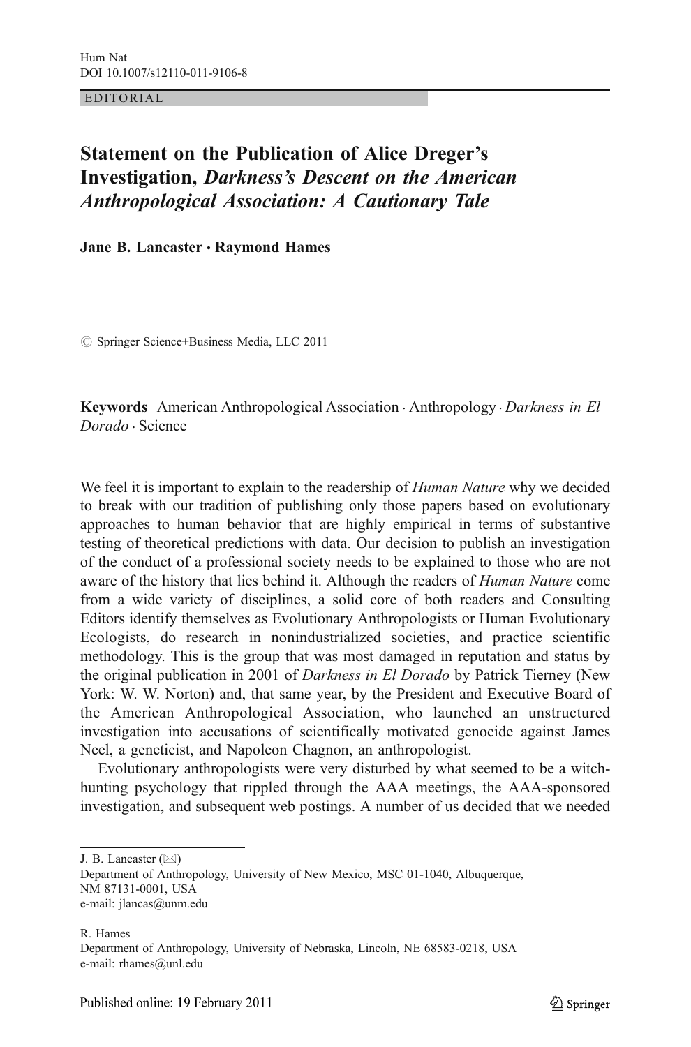EDITORIAL

# Statement on the Publication of Alice Dreger's Investigation, *Darkness's Descent on the American Anthropological Association: A Cautionary Tale*

**Jane B. Lancaster · Raymond Hames**

© Springer Science+Business Media, LLC 2011

**Keywords** American Anthropological Association · Anthropology · *Darkness in El Dorado* · Science

We feel it is important to explain to the readership of *Human Nature* why we decided to break with our tradition of publishing only those papers based on evolutionary approaches to human behavior that are highly empirical in terms of substantive testing of theoretical predictions with data. Our decision to publish an investigation of the conduct of a professional society needs to be explained to those who are not aware of the history that lies behind it. Although the readers of *Human Nature* come from a wide variety of disciplines, a solid core of both readers and Consulting Editors identify themselves as Evolutionary Anthropologists or Human Evolutionary Ecologists, do research in nonindustrialized societies, and practice scientific methodology. This is the group that was most damaged in reputation and status by the original publication in 2001 of *Darkness in El Dorado* by Patrick Tierney (New York: W. W. Norton) and, that same year, by the President and Executive Board of the American Anthropological Association, who launched an unstructured investigation into accusations of scientifically motivated genocide against James Neel, a geneticist, and Napoleon Chagnon, an anthropologist.

Evolutionary anthropologists were very disturbed by what seemed to be a witch-hunting psychology that rippled through the AAA meetings, the AAA-sponsored investigation, and subsequent web postings. A number of us decided that we needed

J. B. Lancaster (✉)
Department of Anthropology, University of New Mexico, MSC 01-1040, Albuquerque, NM 87131-0001, USA
e-mail: jlancas@unm.edu

R. Hames
Department of Anthropology, University of Nebraska, Lincoln, NE 68583-0218, USA
e-mail: rhames@unl.edu

Published online: 19 February 2011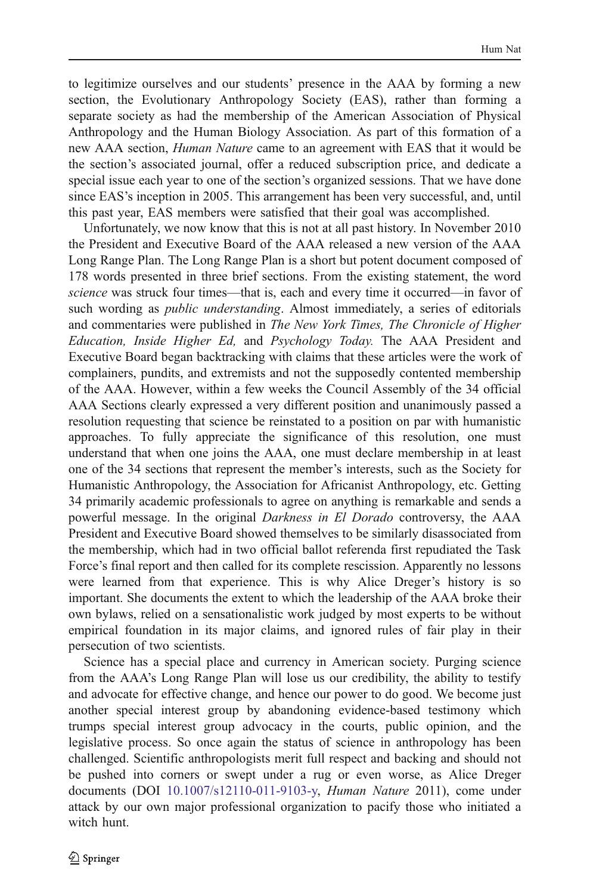to legitimize ourselves and our students' presence in the AAA by forming a new section, the Evolutionary Anthropology Society (EAS), rather than forming a separate society as had the membership of the American Association of Physical Anthropology and the Human Biology Association. As part of this formation of a new AAA section, *Human Nature* came to an agreement with EAS that it would be the section's associated journal, offer a reduced subscription price, and dedicate a special issue each year to one of the section's organized sessions. That we have done since EAS's inception in 2005. This arrangement has been very successful, and, until this past year, EAS members were satisfied that their goal was accomplished.

Unfortunately, we now know that this is not at all past history. In November 2010 the President and Executive Board of the AAA released a new version of the AAA Long Range Plan. The Long Range Plan is a short but potent document composed of 178 words presented in three brief sections. From the existing statement, the word *science* was struck four times—that is, each and every time it occurred—in favor of such wording as *public understanding*. Almost immediately, a series of editorials and commentaries were published in *The New York Times, The Chronicle of Higher Education, Inside Higher Ed,* and *Psychology Today.* The AAA President and Executive Board began backtracking with claims that these articles were the work of complainers, pundits, and extremists and not the supposedly contented membership of the AAA. However, within a few weeks the Council Assembly of the 34 official AAA Sections clearly expressed a very different position and unanimously passed a resolution requesting that science be reinstated to a position on par with humanistic approaches. To fully appreciate the significance of this resolution, one must understand that when one joins the AAA, one must declare membership in at least one of the 34 sections that represent the member's interests, such as the Society for Humanistic Anthropology, the Association for Africanist Anthropology, etc. Getting 34 primarily academic professionals to agree on anything is remarkable and sends a powerful message. In the original *Darkness in El Dorado* controversy, the AAA President and Executive Board showed themselves to be similarly disassociated from the membership, which had in two official ballot referenda first repudiated the Task Force's final report and then called for its complete rescission. Apparently no lessons were learned from that experience. This is why Alice Dreger's history is so important. She documents the extent to which the leadership of the AAA broke their own bylaws, relied on a sensationalistic work judged by most experts to be without empirical foundation in its major claims, and ignored rules of fair play in their persecution of two scientists.

Science has a special place and currency in American society. Purging science from the AAA's Long Range Plan will lose us our credibility, the ability to testify and advocate for effective change, and hence our power to do good. We become just another special interest group by abandoning evidence-based testimony which trumps special interest group advocacy in the courts, public opinion, and the legislative process. So once again the status of science in anthropology has been challenged. Scientific anthropologists merit full respect and backing and should not be pushed into corners or swept under a rug or even worse, as Alice Dreger documents (DOI 10.1007/s12110-011-9103-y, *Human Nature* 2011), come under attack by our own major professional organization to pacify those who initiated a witch hunt.